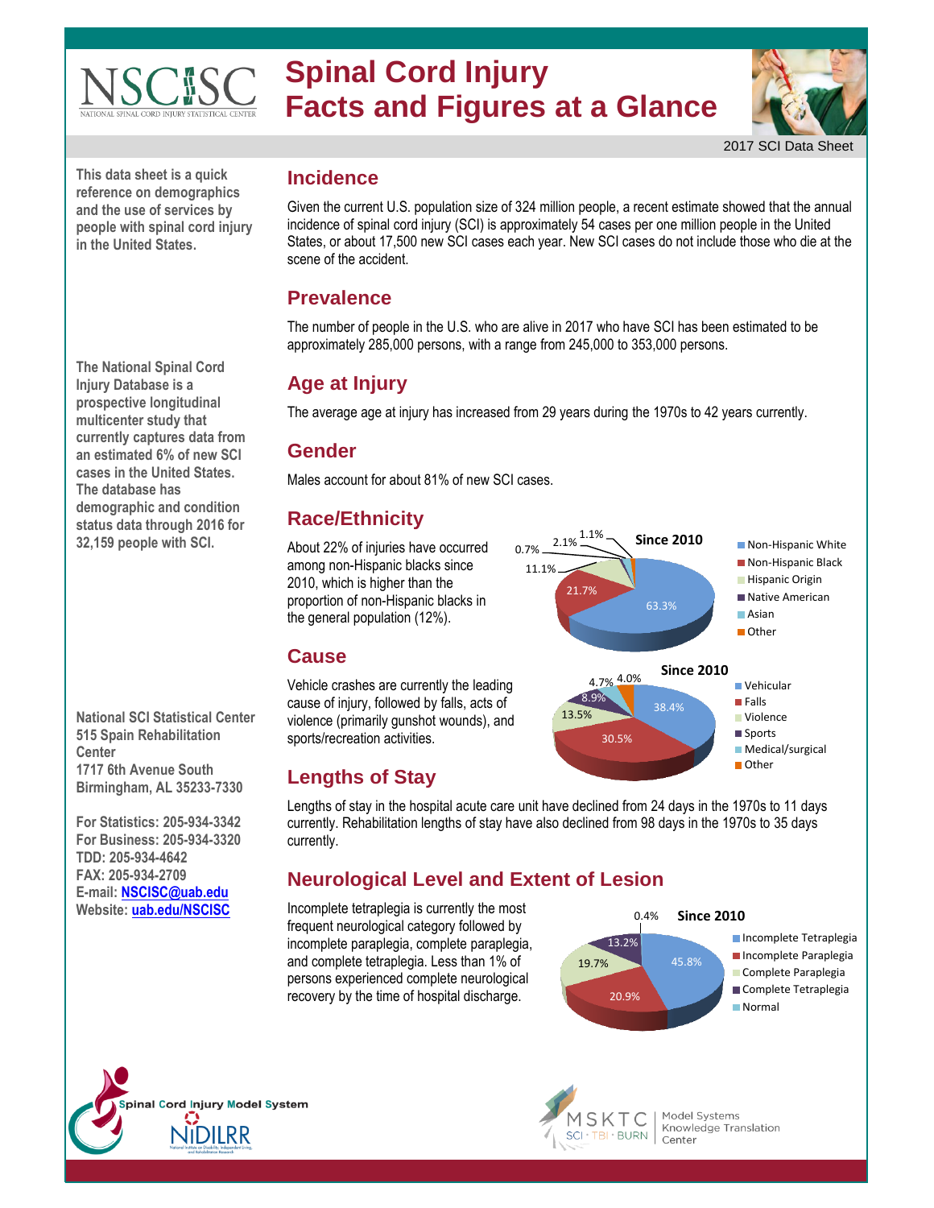# Spinal Cord Injury Facts and Figures at a Glance

NSCISC — National Spinal Cord Injury Statistical Center

2017 SCI Data Sheet

This data sheet is a quick reference on demographics and the use of services by people with spinal cord injury in the United States.

The National Spinal Cord Injury Database is a prospective longitudinal multicenter study that currently captures data from an estimated 6% of new SCI cases in the United States. The database has demographic and condition status data through 2016 for 32,159 people with SCI.

National SCI Statistical Center
515 Spain Rehabilitation Center
1717 6th Avenue South
Birmingham, AL 35233-7330

For Statistics: 205-934-3342
For Business: 205-934-3320
TDD: 205-934-4642
FAX: 205-934-2709
E-mail: NSCISC@uab.edu
Website: uab.edu/NSCISC

## Incidence

Given the current U.S. population size of 324 million people, a recent estimate showed that the annual incidence of spinal cord injury (SCI) is approximately 54 cases per one million people in the United States, or about 17,500 new SCI cases each year. New SCI cases do not include those who die at the scene of the accident.

## Prevalence

The number of people in the U.S. who are alive in 2017 who have SCI has been estimated to be approximately 285,000 persons, with a range from 245,000 to 353,000 persons.

## Age at Injury

The average age at injury has increased from 29 years during the 1970s to 42 years currently.

## Gender

Males account for about 81% of new SCI cases.

## Race/Ethnicity

About 22% of injuries have occurred among non-Hispanic blacks since 2010, which is higher than the proportion of non-Hispanic blacks in the general population (12%).

**Since 2010**

| Race/Ethnicity | Percent |
|---|---|
| Non-Hispanic White | 63.3% |
| Non-Hispanic Black | 21.7% |
| Hispanic Origin | 11.1% |
| Native American | 0.7% |
| Asian | 2.1% |
| Other | 1.1% |

## Cause

Vehicle crashes are currently the leading cause of injury, followed by falls, acts of violence (primarily gunshot wounds), and sports/recreation activities.

**Since 2010**

| Cause | Percent |
|---|---|
| Vehicular | 38.4% |
| Falls | 30.5% |
| Violence | 13.5% |
| Sports | 8.9% |
| Medical/surgical | 4.7% |
| Other | 4.0% |

## Lengths of Stay

Lengths of stay in the hospital acute care unit have declined from 24 days in the 1970s to 11 days currently. Rehabilitation lengths of stay have also declined from 98 days in the 1970s to 35 days currently.

## Neurological Level and Extent of Lesion

Incomplete tetraplegia is currently the most frequent neurological category followed by incomplete paraplegia, complete paraplegia, and complete tetraplegia. Less than 1% of persons experienced complete neurological recovery by the time of hospital discharge.

**Since 2010**

| Category | Percent |
|---|---|
| Incomplete Tetraplegia | 45.8% |
| Incomplete Paraplegia | 20.9% |
| Complete Paraplegia | 19.7% |
| Complete Tetraplegia | 13.2% |
| Normal | 0.4% |

Spinal Cord Injury Model System — NIDILRR

MSKTC — SCI · TBI · BURN — Model Systems Knowledge Translation Center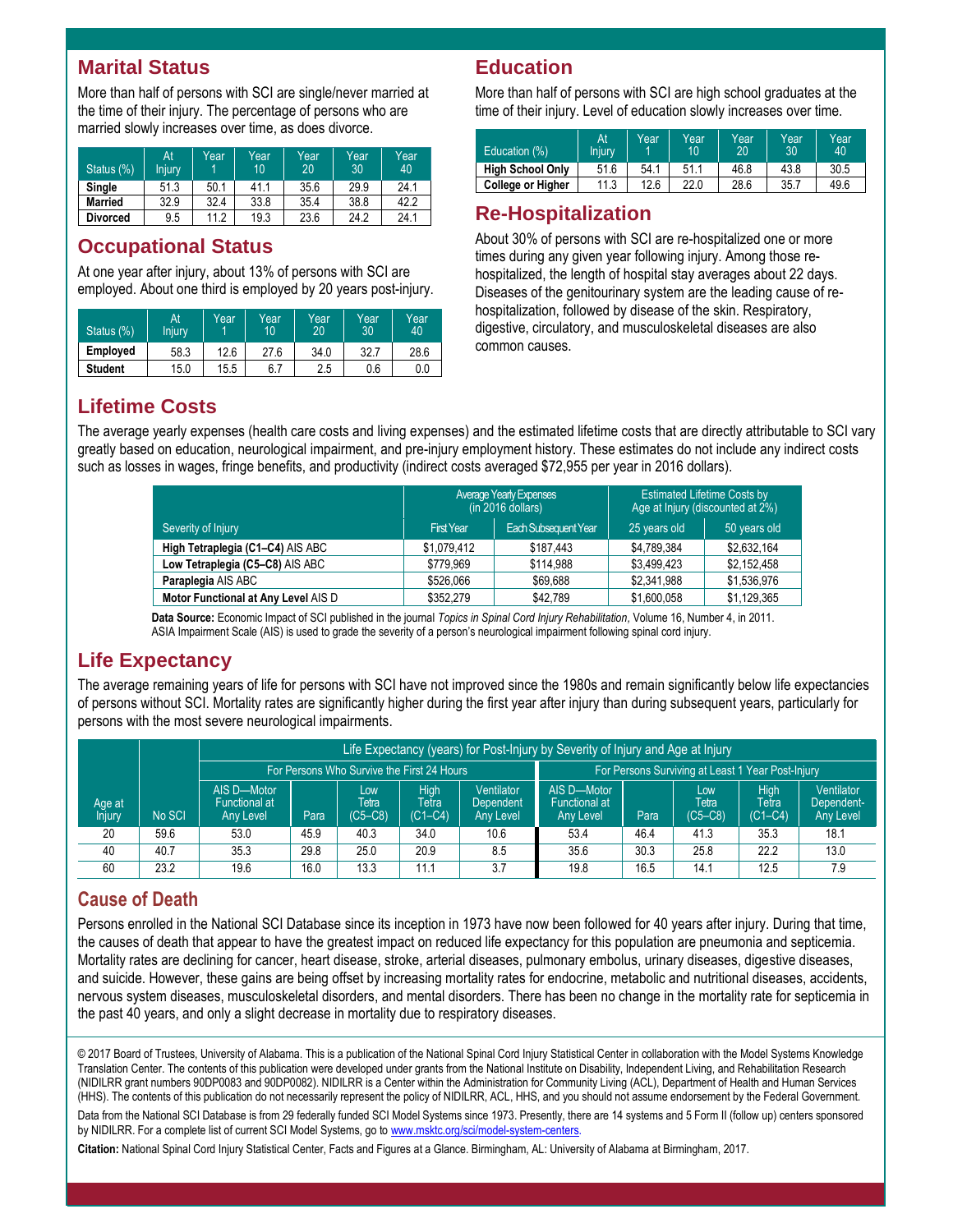## Marital Status

More than half of persons with SCI are single/never married at the time of their injury. The percentage of persons who are married slowly increases over time, as does divorce.

| Status (%) | At Injury | Year 1 | Year 10 | Year 20 | Year 30 | Year 40 |
|---|---|---|---|---|---|---|
| **Single** | 51.3 | 50.1 | 41.1 | 35.6 | 29.9 | 24.1 |
| **Married** | 32.9 | 32.4 | 33.8 | 35.4 | 38.8 | 42.2 |
| **Divorced** | 9.5 | 11.2 | 19.3 | 23.6 | 24.2 | 24.1 |

## Occupational Status

At one year after injury, about 13% of persons with SCI are employed. About one third is employed by 20 years post-injury.

| Status (%) | At Injury | Year 1 | Year 10 | Year 20 | Year 30 | Year 40 |
|---|---|---|---|---|---|---|
| **Employed** | 58.3 | 12.6 | 27.6 | 34.0 | 32.7 | 28.6 |
| **Student** | 15.0 | 15.5 | 6.7 | 2.5 | 0.6 | 0.0 |

## Education

More than half of persons with SCI are high school graduates at the time of their injury. Level of education slowly increases over time.

| Education (%) | At Injury | Year 1 | Year 10 | Year 20 | Year 30 | Year 40 |
|---|---|---|---|---|---|---|
| **High School Only** | 51.6 | 54.1 | 51.1 | 46.8 | 43.8 | 30.5 |
| **College or Higher** | 11.3 | 12.6 | 22.0 | 28.6 | 35.7 | 49.6 |

## Re-Hospitalization

About 30% of persons with SCI are re-hospitalized one or more times during any given year following injury. Among those re-hospitalized, the length of hospital stay averages about 22 days. Diseases of the genitourinary system are the leading cause of re-hospitalization, followed by disease of the skin. Respiratory, digestive, circulatory, and musculoskeletal diseases are also common causes.

## Lifetime Costs

The average yearly expenses (health care costs and living expenses) and the estimated lifetime costs that are directly attributable to SCI vary greatly based on education, neurological impairment, and pre-injury employment history. These estimates do not include any indirect costs such as losses in wages, fringe benefits, and productivity (indirect costs averaged $72,955 per year in 2016 dollars).

| | Average Yearly Expenses (in 2016 dollars) | | Estimated Lifetime Costs by Age at Injury (discounted at 2%) | |
|---|---|---|---|---|
| Severity of Injury | First Year | Each Subsequent Year | 25 years old | 50 years old |
| **High Tetraplegia (C1–C4)** AIS ABC | $1,079,412 | $187,443 | $4,789,384 | $2,632,164 |
| **Low Tetraplegia (C5–C8)** AIS ABC | $779,969 | $114,988 | $3,499,423 | $2,152,458 |
| **Paraplegia** AIS ABC | $526,066 | $69,688 | $2,341,988 | $1,536,976 |
| **Motor Functional at Any Level** AIS D | $352,279 | $42,789 | $1,600,058 | $1,129,365 |

**Data Source:** Economic Impact of SCI published in the journal *Topics in Spinal Cord Injury Rehabilitation*, Volume 16, Number 4, in 2011. ASIA Impairment Scale (AIS) is used to grade the severity of a person's neurological impairment following spinal cord injury.

## Life Expectancy

The average remaining years of life for persons with SCI have not improved since the 1980s and remain significantly below life expectancies of persons without SCI. Mortality rates are significantly higher during the first year after injury than during subsequent years, particularly for persons with the most severe neurological impairments.

| | | Life Expectancy (years) for Post-Injury by Severity of Injury and Age at Injury | | | | | | | | | |
|---|---|---|---|---|---|---|---|---|---|---|---|
| | | For Persons Who Survive the First 24 Hours | | | | | For Persons Surviving at Least 1 Year Post-Injury | | | | |
| Age at Injury | No SCI | AIS D—Motor Functional at Any Level | Para | Low Tetra (C5–C8) | High Tetra (C1–C4) | Ventilator Dependent Any Level | AIS D—Motor Functional at Any Level | Para | Low Tetra (C5–C8) | High Tetra (C1–C4) | Ventilator Dependent-Any Level |
| 20 | 59.6 | 53.0 | 45.9 | 40.3 | 34.0 | 10.6 | 53.4 | 46.4 | 41.3 | 35.3 | 18.1 |
| 40 | 40.7 | 35.3 | 29.8 | 25.0 | 20.9 | 8.5 | 35.6 | 30.3 | 25.8 | 22.2 | 13.0 |
| 60 | 23.2 | 19.6 | 16.0 | 13.3 | 11.1 | 3.7 | 19.8 | 16.5 | 14.1 | 12.5 | 7.9 |

## Cause of Death

Persons enrolled in the National SCI Database since its inception in 1973 have now been followed for 40 years after injury. During that time, the causes of death that appear to have the greatest impact on reduced life expectancy for this population are pneumonia and septicemia. Mortality rates are declining for cancer, heart disease, stroke, arterial diseases, pulmonary embolus, urinary diseases, digestive diseases, and suicide. However, these gains are being offset by increasing mortality rates for endocrine, metabolic and nutritional diseases, accidents, nervous system diseases, musculoskeletal disorders, and mental disorders. There has been no change in the mortality rate for septicemia in the past 40 years, and only a slight decrease in mortality due to respiratory diseases.

© 2017 Board of Trustees, University of Alabama. This is a publication of the National Spinal Cord Injury Statistical Center in collaboration with the Model Systems Knowledge Translation Center. The contents of this publication were developed under grants from the National Institute on Disability, Independent Living, and Rehabilitation Research (NIDILRR grant numbers 90DP0083 and 90DP0082). NIDILRR is a Center within the Administration for Community Living (ACL), Department of Health and Human Services (HHS). The contents of this publication do not necessarily represent the policy of NIDILRR, ACL, HHS, and you should not assume endorsement by the Federal Government.

Data from the National SCI Database is from 29 federally funded SCI Model Systems since 1973. Presently, there are 14 systems and 5 Form II (follow up) centers sponsored by NIDILRR. For a complete list of current SCI Model Systems, go to www.msktc.org/sci/model-system-centers.

**Citation:** National Spinal Cord Injury Statistical Center, Facts and Figures at a Glance. Birmingham, AL: University of Alabama at Birmingham, 2017.